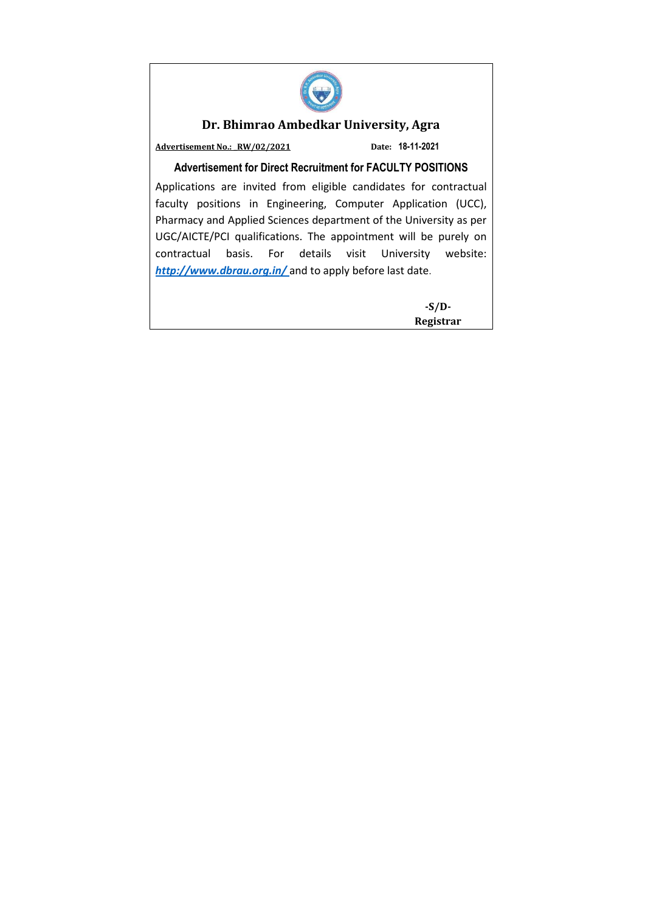# Dr. Bhimrao Ambedkar University, Agra

**Advertisement No.: RW/02/2021** **Date: 18-11-2021**

## Advertisement for Direct Recruitment for FACULTY POSITIONS

Applications are invited from eligible candidates for contractual faculty positions in Engineering, Computer Application (UCC), Pharmacy and Applied Sciences department of the University as per UGC/AICTE/PCI qualifications. The appointment will be purely on contractual basis. For details visit University website: ***http://www.dbrau.org.in/*** and to apply before last date.

**-S/D-**

**Registrar**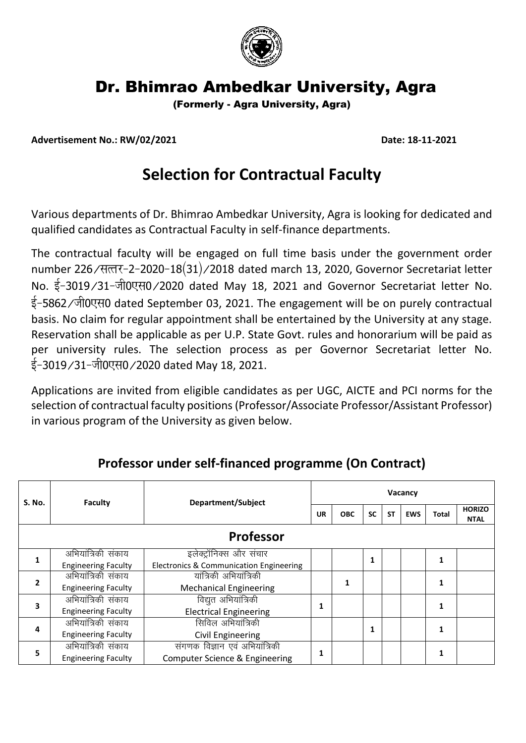# Dr. Bhimrao Ambedkar University, Agra

(Formerly - Agra University, Agra)

**Advertisement No.: RW/02/2021** **Date: 18-11-2021**

## Selection for Contractual Faculty

Various departments of Dr. Bhimrao Ambedkar University, Agra is looking for dedicated and qualified candidates as Contractual Faculty in self-finance departments.

The contractual faculty will be engaged on full time basis under the government order number 226/सत्तर-2-2020-18(31)/2018 dated march 13, 2020, Governor Secretariat letter No. ई-3019/31-जी0एस0/2020 dated May 18, 2021 and Governor Secretariat letter No. ई-5862/जी0एस0 dated September 03, 2021. The engagement will be on purely contractual basis. No claim for regular appointment shall be entertained by the University at any stage. Reservation shall be applicable as per U.P. State Govt. rules and honorarium will be paid as per university rules. The selection process as per Governor Secretariat letter No. ई-3019/31-जी0एस0/2020 dated May 18, 2021.

Applications are invited from eligible candidates as per UGC, AICTE and PCI norms for the selection of contractual faculty positions (Professor/Associate Professor/Assistant Professor) in various program of the University as given below.

### Professor under self-financed programme (On Contract)

| S. No. | Faculty | Department/Subject | Vacancy | | | | | | |
|---|---|---|---|---|---|---|---|---|---|
| | | | UR | OBC | SC | ST | EWS | Total | HORIZONTAL |
| **Professor** | | | | | | | | | |
| 1 | अभियांत्रिकी संकाय<br>Engineering Faculty | इलेक्ट्रॉनिक्स और संचार<br>Electronics & Communication Engineering | | | 1 | | | 1 | |
| 2 | अभियांत्रिकी संकाय<br>Engineering Faculty | यांत्रिकी अभियांत्रिकी<br>Mechanical Engineering | | 1 | | | | 1 | |
| 3 | अभियांत्रिकी संकाय<br>Engineering Faculty | विद्युत अभियांत्रिकी<br>Electrical Engineering | 1 | | | | | 1 | |
| 4 | अभियांत्रिकी संकाय<br>Engineering Faculty | सिविल अभियांत्रिकी<br>Civil Engineering | | | 1 | | | 1 | |
| 5 | अभियांत्रिकी संकाय<br>Engineering Faculty | संगणक विज्ञान एवं अभियांत्रिकी<br>Computer Science & Engineering | 1 | | | | | 1 | |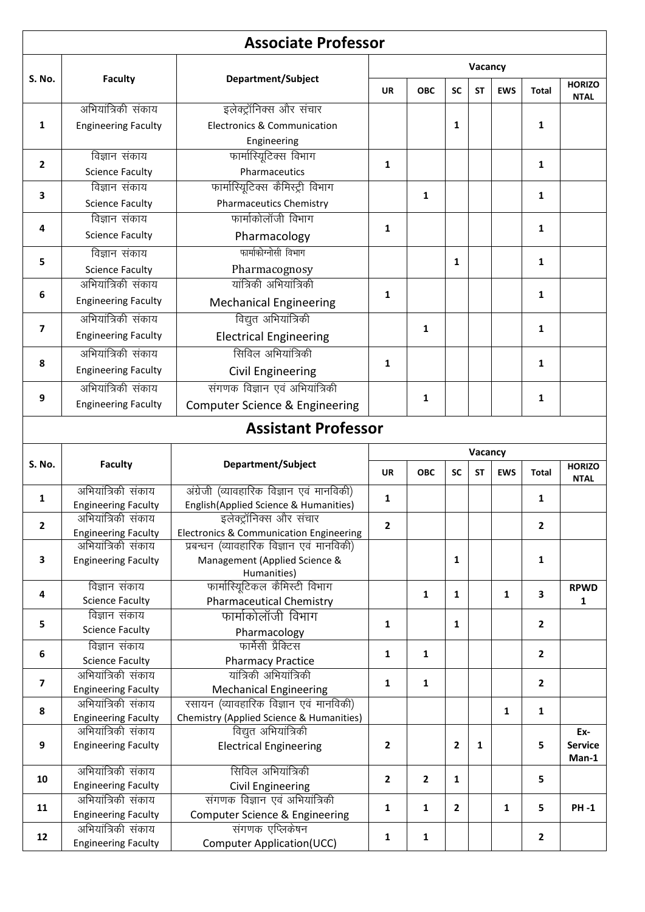## Associate Professor

| S. No. | Faculty | Department/Subject | Vacancy | | | | | | |
|---|---|---|---|---|---|---|---|---|---|
| | | | UR | OBC | SC | ST | EWS | Total | HORIZONTAL |
| 1 | अभियांत्रिकी संकाय Engineering Faculty | इलेक्ट्रॉनिक्स और संचार Electronics & Communication Engineering | | | 1 | | | 1 | |
| 2 | विज्ञान संकाय Science Faculty | फार्मास्यूटिक्स विभाग Pharmaceutics | 1 | | | | | 1 | |
| 3 | विज्ञान संकाय Science Faculty | फार्मास्यूटिक्स कैमिस्ट्री विभाग Pharmaceutics Chemistry | | 1 | | | | 1 | |
| 4 | विज्ञान संकाय Science Faculty | फार्माकोलॉजी विभाग Pharmacology | 1 | | | | | 1 | |
| 5 | विज्ञान संकाय Science Faculty | फार्माकोग्नोसी विभाग Pharmacognosy | | | 1 | | | 1 | |
| 6 | अभियांत्रिकी संकाय Engineering Faculty | यांत्रिकी अभियांत्रिकी Mechanical Engineering | 1 | | | | | 1 | |
| 7 | अभियांत्रिकी संकाय Engineering Faculty | विद्युत अभियांत्रिकी Electrical Engineering | | 1 | | | | 1 | |
| 8 | अभियांत्रिकी संकाय Engineering Faculty | सिविल अभियांत्रिकी Civil Engineering | 1 | | | | | 1 | |
| 9 | अभियांत्रिकी संकाय Engineering Faculty | संगणक विज्ञान एवं अभियांत्रिकी Computer Science & Engineering | | 1 | | | | 1 | |

## Assistant Professor

| S. No. | Faculty | Department/Subject | Vacancy | | | | | | |
|---|---|---|---|---|---|---|---|---|---|
| | | | UR | OBC | SC | ST | EWS | Total | HORIZONTAL |
| 1 | अभियांत्रिकी संकाय Engineering Faculty | अंग्रेजी (व्यावहारिक विज्ञान एवं मानविकी) English(Applied Science & Humanities) | 1 | | | | | 1 | |
| 2 | अभियांत्रिकी संकाय Engineering Faculty | इलेक्ट्रॉनिक्स और संचार Electronics & Communication Engineering | 2 | | | | | 2 | |
| 3 | अभियांत्रिकी संकाय Engineering Faculty | प्रबन्धन (व्यावहारिक विज्ञान एवं मानविकी) Management (Applied Science & Humanities) | | | 1 | | | 1 | |
| 4 | विज्ञान संकाय Science Faculty | फार्मास्यूटिकल कैमिस्ट्री विभाग Pharmaceutical Chemistry | | 1 | 1 | | 1 | 3 | RPWD 1 |
| 5 | विज्ञान संकाय Science Faculty | फार्माकोलॉजी विभाग Pharmacology | 1 | | 1 | | | 2 | |
| 6 | विज्ञान संकाय Science Faculty | फार्मेसी प्रैक्टिस Pharmacy Practice | 1 | 1 | | | | 2 | |
| 7 | अभियांत्रिकी संकाय Engineering Faculty | यांत्रिकी अभियांत्रिकी Mechanical Engineering | 1 | 1 | | | | 2 | |
| 8 | अभियांत्रिकी संकाय Engineering Faculty | रसायन (व्यावहारिक विज्ञान एवं मानविकी) Chemistry (Applied Science & Humanities) | | | | | 1 | 1 | |
| 9 | अभियांत्रिकी संकाय Engineering Faculty | विद्युत अभियांत्रिकी Electrical Engineering | 2 | | 2 | 1 | | 5 | Ex-Service Man-1 |
| 10 | अभियांत्रिकी संकाय Engineering Faculty | सिविल अभियांत्रिकी Civil Engineering | 2 | 2 | 1 | | | 5 | |
| 11 | अभियांत्रिकी संकाय Engineering Faculty | संगणक विज्ञान एवं अभियांत्रिकी Computer Science & Engineering | 1 | 1 | 2 | | 1 | 5 | PH -1 |
| 12 | अभियांत्रिकी संकाय Engineering Faculty | संगणक एप्लिकेषन Computer Application(UCC) | 1 | 1 | | | | 2 | |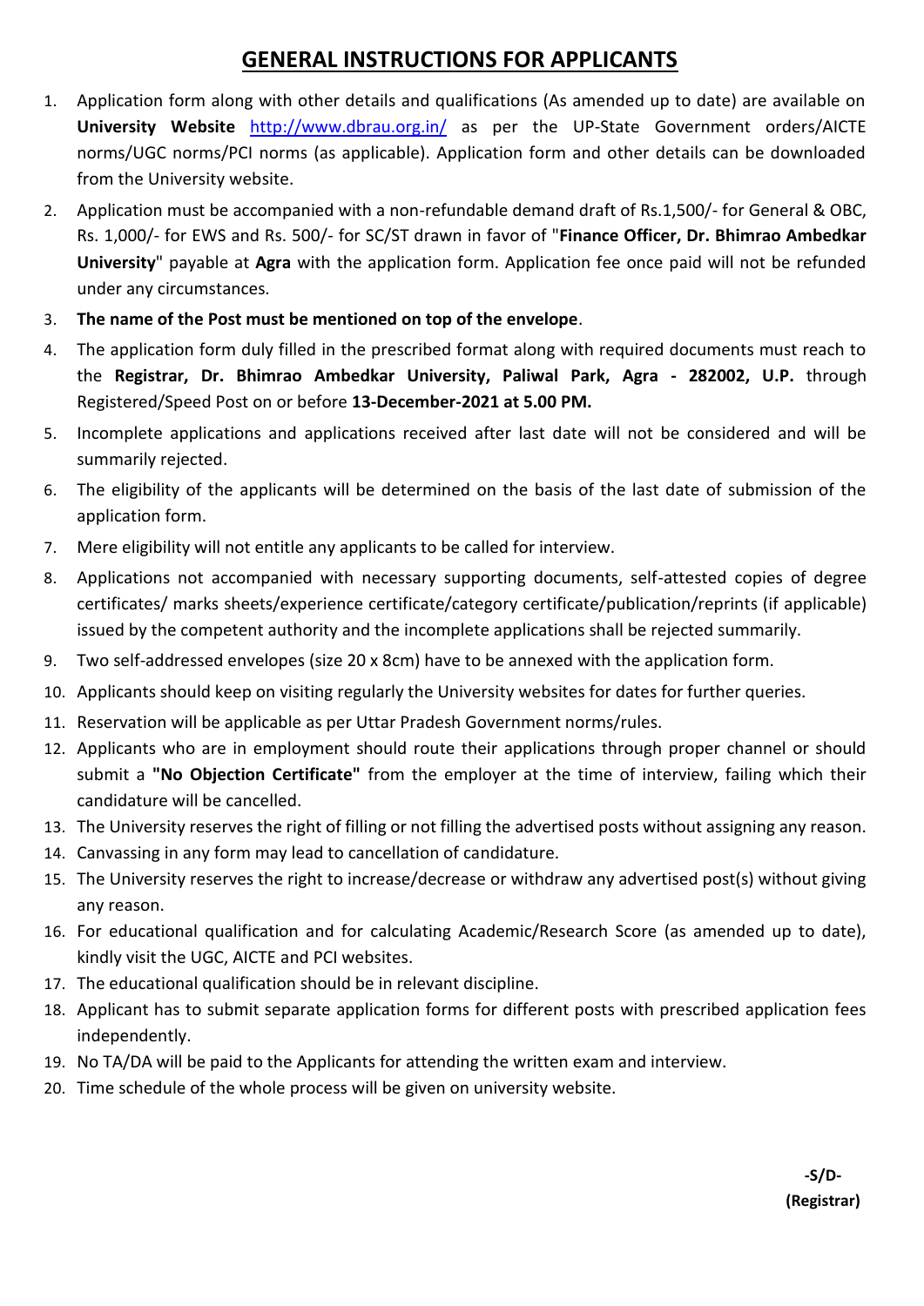## GENERAL INSTRUCTIONS FOR APPLICANTS

1. Application form along with other details and qualifications (As amended up to date) are available on **University Website** http://www.dbrau.org.in/ as per the UP-State Government orders/AICTE norms/UGC norms/PCI norms (as applicable). Application form and other details can be downloaded from the University website.
2. Application must be accompanied with a non-refundable demand draft of Rs.1,500/- for General & OBC, Rs. 1,000/- for EWS and Rs. 500/- for SC/ST drawn in favor of "**Finance Officer, Dr. Bhimrao Ambedkar University**" payable at **Agra** with the application form. Application fee once paid will not be refunded under any circumstances.
3. **The name of the Post must be mentioned on top of the envelope**.
4. The application form duly filled in the prescribed format along with required documents must reach to the **Registrar, Dr. Bhimrao Ambedkar University, Paliwal Park, Agra - 282002, U.P.** through Registered/Speed Post on or before **13-December-2021 at 5.00 PM.**
5. Incomplete applications and applications received after last date will not be considered and will be summarily rejected.
6. The eligibility of the applicants will be determined on the basis of the last date of submission of the application form.
7. Mere eligibility will not entitle any applicants to be called for interview.
8. Applications not accompanied with necessary supporting documents, self-attested copies of degree certificates/ marks sheets/experience certificate/category certificate/publication/reprints (if applicable) issued by the competent authority and the incomplete applications shall be rejected summarily.
9. Two self-addressed envelopes (size 20 x 8cm) have to be annexed with the application form.
10. Applicants should keep on visiting regularly the University websites for dates for further queries.
11. Reservation will be applicable as per Uttar Pradesh Government norms/rules.
12. Applicants who are in employment should route their applications through proper channel or should submit a **"No Objection Certificate"** from the employer at the time of interview, failing which their candidature will be cancelled.
13. The University reserves the right of filling or not filling the advertised posts without assigning any reason.
14. Canvassing in any form may lead to cancellation of candidature.
15. The University reserves the right to increase/decrease or withdraw any advertised post(s) without giving any reason.
16. For educational qualification and for calculating Academic/Research Score (as amended up to date), kindly visit the UGC, AICTE and PCI websites.
17. The educational qualification should be in relevant discipline.
18. Applicant has to submit separate application forms for different posts with prescribed application fees independently.
19. No TA/DA will be paid to the Applicants for attending the written exam and interview.
20. Time schedule of the whole process will be given on university website.

**-S/D-**
**(Registrar)**